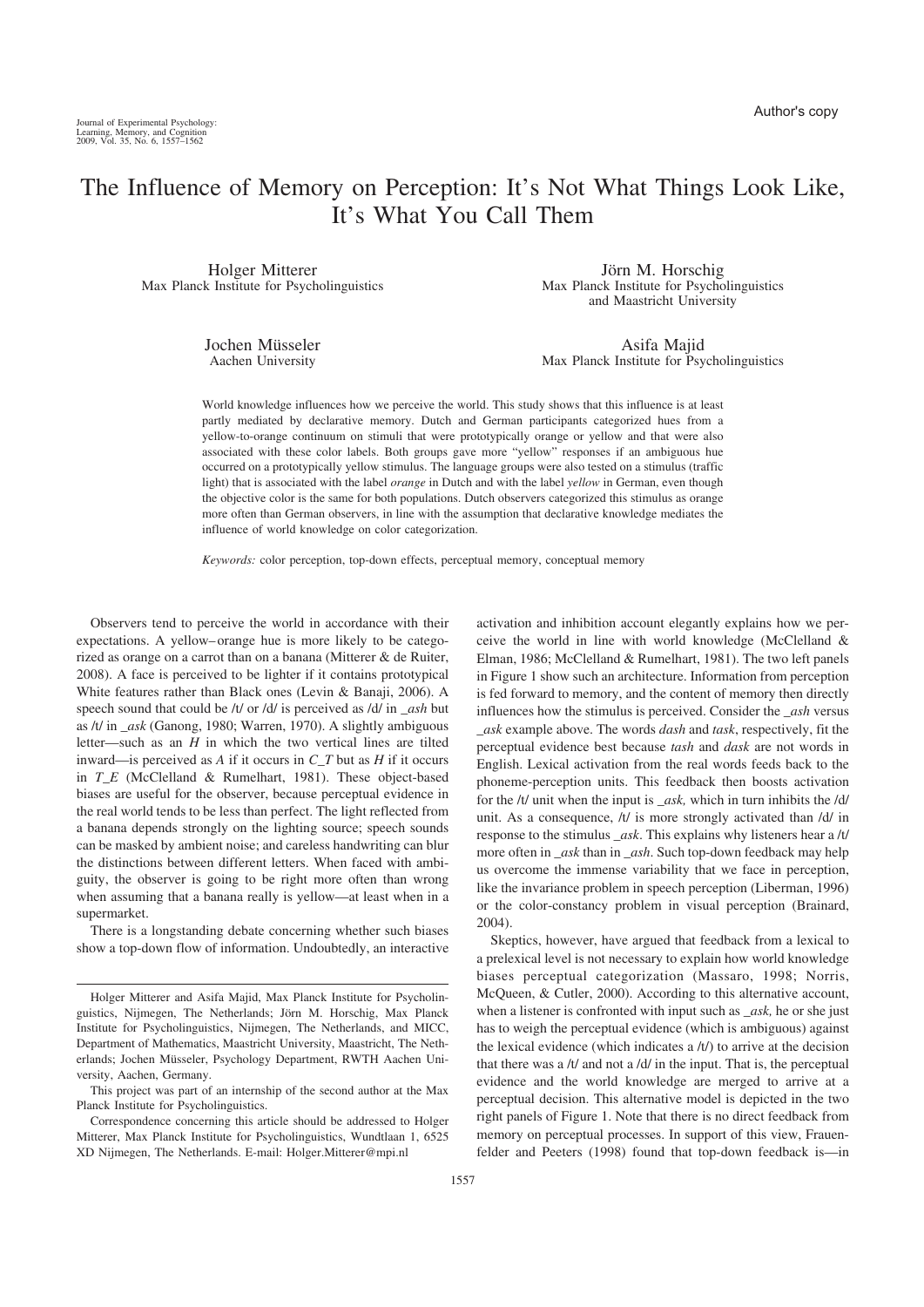Author's copy

# The Influence of Memory on Perception: It's Not What Things Look Like, It's What You Call Them

Holger Mitterer
Max Planck Institute for Psycholinguistics

Jörn M. Horschig
Max Planck Institute for Psycholinguistics and Maastricht University

Jochen Müsseler
Aachen University

Asifa Majid
Max Planck Institute for Psycholinguistics

World knowledge influences how we perceive the world. This study shows that this influence is at least partly mediated by declarative memory. Dutch and German participants categorized hues from a yellow-to-orange continuum on stimuli that were prototypically orange or yellow and that were also associated with these color labels. Both groups gave more "yellow" responses if an ambiguous hue occurred on a prototypically yellow stimulus. The language groups were also tested on a stimulus (traffic light) that is associated with the label *orange* in Dutch and with the label *yellow* in German, even though the objective color is the same for both populations. Dutch observers categorized this stimulus as orange more often than German observers, in line with the assumption that declarative knowledge mediates the influence of world knowledge on color categorization.

*Keywords:* color perception, top-down effects, perceptual memory, conceptual memory

Observers tend to perceive the world in accordance with their expectations. A yellow–orange hue is more likely to be categorized as orange on a carrot than on a banana (Mitterer & de Ruiter, 2008). A face is perceived to be lighter if it contains prototypical White features rather than Black ones (Levin & Banaji, 2006). A speech sound that could be /t/ or /d/ is perceived as /d/ in *_ash* but as /t/ in *_ask* (Ganong, 1980; Warren, 1970). A slightly ambiguous letter—such as an *H* in which the two vertical lines are tilted inward—is perceived as *A* if it occurs in *C_T* but as *H* if it occurs in *T_E* (McClelland & Rumelhart, 1981). These object-based biases are useful for the observer, because perceptual evidence in the real world tends to be less than perfect. The light reflected from a banana depends strongly on the lighting source; speech sounds can be masked by ambient noise; and careless handwriting can blur the distinctions between different letters. When faced with ambiguity, the observer is going to be right more often than wrong when assuming that a banana really is yellow—at least when in a supermarket.

There is a longstanding debate concerning whether such biases show a top-down flow of information. Undoubtedly, an interactive activation and inhibition account elegantly explains how we perceive the world in line with world knowledge (McClelland & Elman, 1986; McClelland & Rumelhart, 1981). The two left panels in Figure 1 show such an architecture. Information from perception is fed forward to memory, and the content of memory then directly influences how the stimulus is perceived. Consider the *_ash* versus *_ask* example above. The words *dash* and *task*, respectively, fit the perceptual evidence best because *tash* and *dask* are not words in English. Lexical activation from the real words feeds back to the phoneme-perception units. This feedback then boosts activation for the /t/ unit when the input is *_ask,* which in turn inhibits the /d/ unit. As a consequence, /t/ is more strongly activated than /d/ in response to the stimulus *_ask*. This explains why listeners hear a /t/ more often in *_ask* than in *_ash*. Such top-down feedback may help us overcome the immense variability that we face in perception, like the invariance problem in speech perception (Liberman, 1996) or the color-constancy problem in visual perception (Brainard, 2004).

Skeptics, however, have argued that feedback from a lexical to a prelexical level is not necessary to explain how world knowledge biases perceptual categorization (Massaro, 1998; Norris, McQueen, & Cutler, 2000). According to this alternative account, when a listener is confronted with input such as *_ask,* he or she just has to weigh the perceptual evidence (which is ambiguous) against the lexical evidence (which indicates a /t/) to arrive at the decision that there was a /t/ and not a /d/ in the input. That is, the perceptual evidence and the world knowledge are merged to arrive at a perceptual decision. This alternative model is depicted in the two right panels of Figure 1. Note that there is no direct feedback from memory on perceptual processes. In support of this view, Frauenfelder and Peeters (1998) found that top-down feedback is—in

Holger Mitterer and Asifa Majid, Max Planck Institute for Psycholinguistics, Nijmegen, The Netherlands; Jörn M. Horschig, Max Planck Institute for Psycholinguistics, Nijmegen, The Netherlands, and MICC, Department of Mathematics, Maastricht University, Maastricht, The Netherlands; Jochen Müsseler, Psychology Department, RWTH Aachen University, Aachen, Germany.

This project was part of an internship of the second author at the Max Planck Institute for Psycholinguistics.

Correspondence concerning this article should be addressed to Holger Mitterer, Max Planck Institute for Psycholinguistics, Wundtlaan 1, 6525 XD Nijmegen, The Netherlands. E-mail: Holger.Mitterer@mpi.nl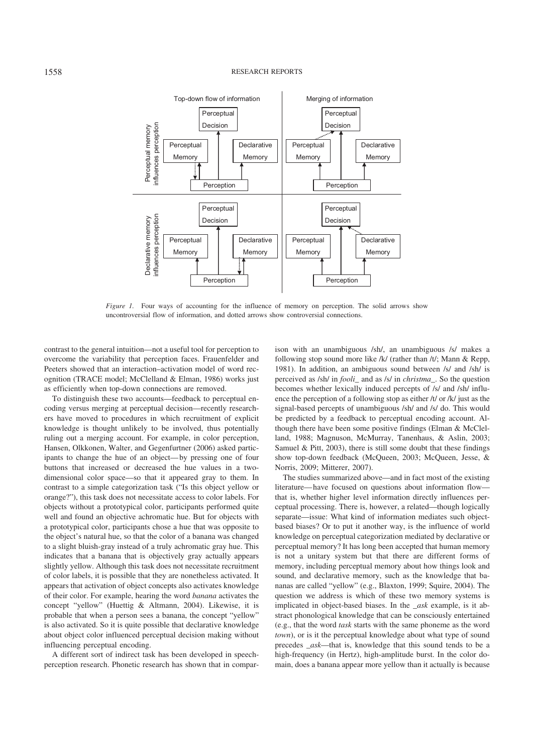*Figure 1.* Four ways of accounting for the influence of memory on perception. The solid arrows show uncontroversial flow of information, and dotted arrows show controversial connections.

contrast to the general intuition—not a useful tool for perception to overcome the variability that perception faces. Frauenfelder and Peeters showed that an interaction–activation model of word recognition (TRACE model; McClelland & Elman, 1986) works just as efficiently when top-down connections are removed.

To distinguish these two accounts—feedback to perceptual encoding versus merging at perceptual decision—recently researchers have moved to procedures in which recruitment of explicit knowledge is thought unlikely to be involved, thus potentially ruling out a merging account. For example, in color perception, Hansen, Olkkonen, Walter, and Gegenfurtner (2006) asked participants to change the hue of an object—by pressing one of four buttons that increased or decreased the hue values in a two-dimensional color space—so that it appeared gray to them. In contrast to a simple categorization task ("Is this object yellow or orange?"), this task does not necessitate access to color labels. For objects without a prototypical color, participants performed quite well and found an objective achromatic hue. But for objects with a prototypical color, participants chose a hue that was opposite to the object's natural hue, so that the color of a banana was changed to a slight bluish-gray instead of a truly achromatic gray hue. This indicates that a banana that is objectively gray actually appears slightly yellow. Although this task does not necessitate recruitment of color labels, it is possible that they are nonetheless activated. It appears that activation of object concepts also activates knowledge of their color. For example, hearing the word *banana* activates the concept "yellow" (Huettig & Altmann, 2004). Likewise, it is probable that when a person sees a banana, the concept "yellow" is also activated. So it is quite possible that declarative knowledge about object color influenced perceptual decision making without influencing perceptual encoding.

A different sort of indirect task has been developed in speech-perception research. Phonetic research has shown that in comparison with an unambiguous /sh/, an unambiguous /s/ makes a following stop sound more like /k/ (rather than /t/; Mann & Repp, 1981). In addition, an ambiguous sound between /s/ and /sh/ is perceived as /sh/ in *fooli_* and as /s/ in *christma_*. So the question becomes whether lexically induced percepts of /s/ and /sh/ influence the perception of a following stop as either /t/ or /k/ just as the signal-based percepts of unambiguous /sh/ and /s/ do. This would be predicted by a feedback to perceptual encoding account. Although there have been some positive findings (Elman & McClelland, 1988; Magnuson, McMurray, Tanenhaus, & Aslin, 2003; Samuel & Pitt, 2003), there is still some doubt that these findings show top-down feedback (McQueen, 2003; McQueen, Jesse, & Norris, 2009; Mitterer, 2007).

The studies summarized above—and in fact most of the existing literature—have focused on questions about information flow—that is, whether higher level information directly influences perceptual processing. There is, however, a related—though logically separate—issue: What kind of information mediates such object-based biases? Or to put it another way, is the influence of world knowledge on perceptual categorization mediated by declarative or perceptual memory? It has long been accepted that human memory is not a unitary system but that there are different forms of memory, including perceptual memory about how things look and sound, and declarative memory, such as the knowledge that bananas are called "yellow" (e.g., Blaxton, 1999; Squire, 2004). The question we address is which of these two memory systems is implicated in object-based biases. In the *_ask* example, is it abstract phonological knowledge that can be consciously entertained (e.g., that the word *task* starts with the same phoneme as the word *town*), or is it the perceptual knowledge about what type of sound precedes *_ask*—that is, knowledge that this sound tends to be a high-frequency (in Hertz), high-amplitude burst. In the color domain, does a banana appear more yellow than it actually is because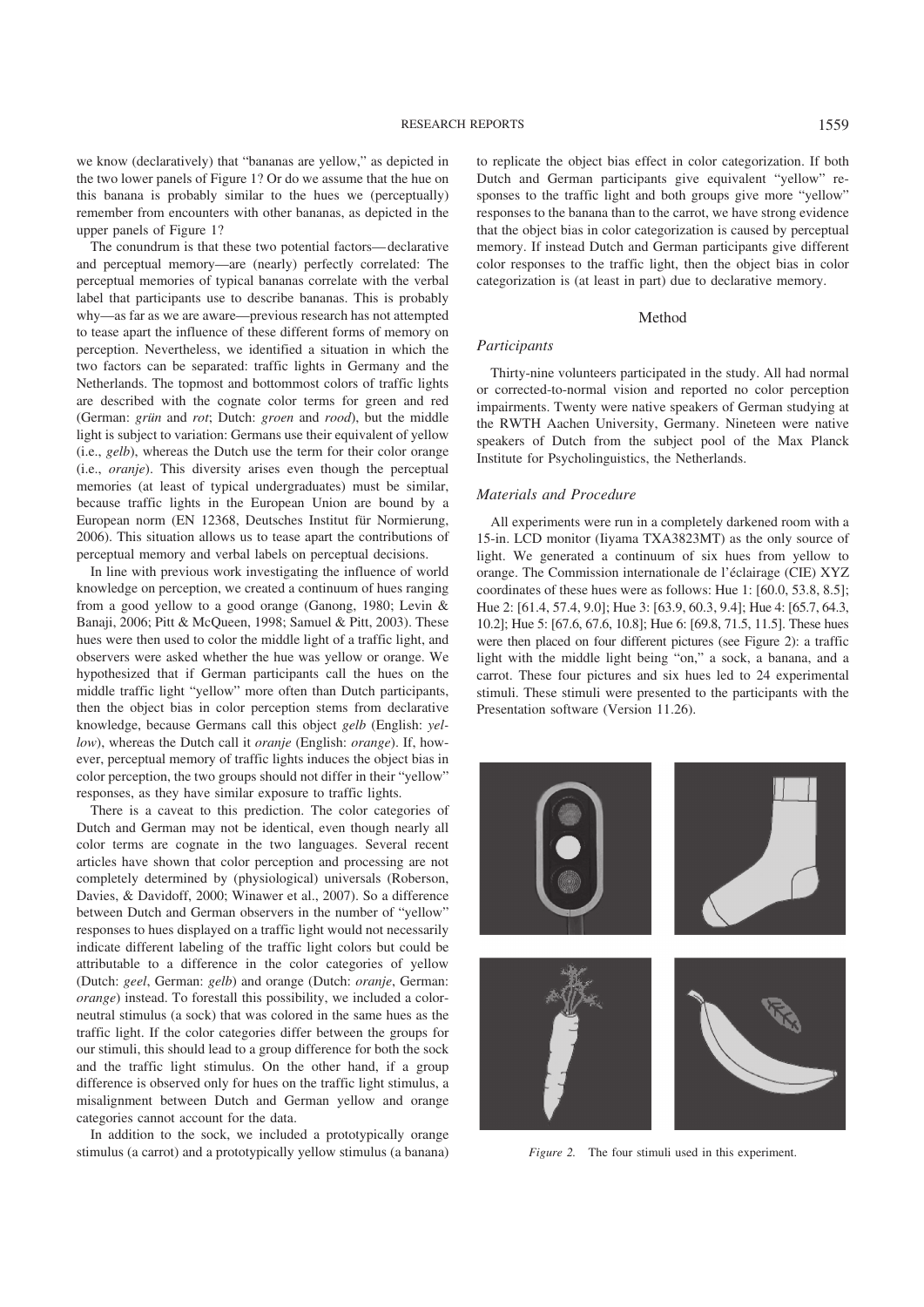we know (declaratively) that "bananas are yellow," as depicted in the two lower panels of Figure 1? Or do we assume that the hue on this banana is probably similar to the hues we (perceptually) remember from encounters with other bananas, as depicted in the upper panels of Figure 1?

The conundrum is that these two potential factors—declarative and perceptual memory—are (nearly) perfectly correlated: The perceptual memories of typical bananas correlate with the verbal label that participants use to describe bananas. This is probably why—as far as we are aware—previous research has not attempted to tease apart the influence of these different forms of memory on perception. Nevertheless, we identified a situation in which the two factors can be separated: traffic lights in Germany and the Netherlands. The topmost and bottommost colors of traffic lights are described with the cognate color terms for green and red (German: *grün* and *rot*; Dutch: *groen* and *rood*), but the middle light is subject to variation: Germans use their equivalent of yellow (i.e., *gelb*), whereas the Dutch use the term for their color orange (i.e., *oranje*). This diversity arises even though the perceptual memories (at least of typical undergraduates) must be similar, because traffic lights in the European Union are bound by a European norm (EN 12368, Deutsches Institut für Normierung, 2006). This situation allows us to tease apart the contributions of perceptual memory and verbal labels on perceptual decisions.

In line with previous work investigating the influence of world knowledge on perception, we created a continuum of hues ranging from a good yellow to a good orange (Ganong, 1980; Levin & Banaji, 2006; Pitt & McQueen, 1998; Samuel & Pitt, 2003). These hues were then used to color the middle light of a traffic light, and observers were asked whether the hue was yellow or orange. We hypothesized that if German participants call the hues on the middle traffic light "yellow" more often than Dutch participants, then the object bias in color perception stems from declarative knowledge, because Germans call this object *gelb* (English: *yellow*), whereas the Dutch call it *oranje* (English: *orange*). If, however, perceptual memory of traffic lights induces the object bias in color perception, the two groups should not differ in their "yellow" responses, as they have similar exposure to traffic lights.

There is a caveat to this prediction. The color categories of Dutch and German may not be identical, even though nearly all color terms are cognate in the two languages. Several recent articles have shown that color perception and processing are not completely determined by (physiological) universals (Roberson, Davies, & Davidoff, 2000; Winawer et al., 2007). So a difference between Dutch and German observers in the number of "yellow" responses to hues displayed on a traffic light would not necessarily indicate different labeling of the traffic light colors but could be attributable to a difference in the color categories of yellow (Dutch: *geel*, German: *gelb*) and orange (Dutch: *oranje*, German: *orange*) instead. To forestall this possibility, we included a color-neutral stimulus (a sock) that was colored in the same hues as the traffic light. If the color categories differ between the groups for our stimuli, this should lead to a group difference for both the sock and the traffic light stimulus. On the other hand, if a group difference is observed only for hues on the traffic light stimulus, a misalignment between Dutch and German yellow and orange categories cannot account for the data.

In addition to the sock, we included a prototypically orange stimulus (a carrot) and a prototypically yellow stimulus (a banana) to replicate the object bias effect in color categorization. If both Dutch and German participants give equivalent "yellow" responses to the traffic light and both groups give more "yellow" responses to the banana than to the carrot, we have strong evidence that the object bias in color categorization is caused by perceptual memory. If instead Dutch and German participants give different color responses to the traffic light, then the object bias in color categorization is (at least in part) due to declarative memory.

## Method

### Participants

Thirty-nine volunteers participated in the study. All had normal or corrected-to-normal vision and reported no color perception impairments. Twenty were native speakers of German studying at the RWTH Aachen University, Germany. Nineteen were native speakers of Dutch from the subject pool of the Max Planck Institute for Psycholinguistics, the Netherlands.

### Materials and Procedure

All experiments were run in a completely darkened room with a 15-in. LCD monitor (Iiyama TXA3823MT) as the only source of light. We generated a continuum of six hues from yellow to orange. The Commission internationale de l'éclairage (CIE) XYZ coordinates of these hues were as follows: Hue 1: [60.0, 53.8, 8.5]; Hue 2: [61.4, 57.4, 9.0]; Hue 3: [63.9, 60.3, 9.4]; Hue 4: [65.7, 64.3, 10.2]; Hue 5: [67.6, 67.6, 10.8]; Hue 6: [69.8, 71.5, 11.5]. These hues were then placed on four different pictures (see Figure 2): a traffic light with the middle light being "on," a sock, a banana, and a carrot. These four pictures and six hues led to 24 experimental stimuli. These stimuli were presented to the participants with the Presentation software (Version 11.26).

*Figure 2.* The four stimuli used in this experiment.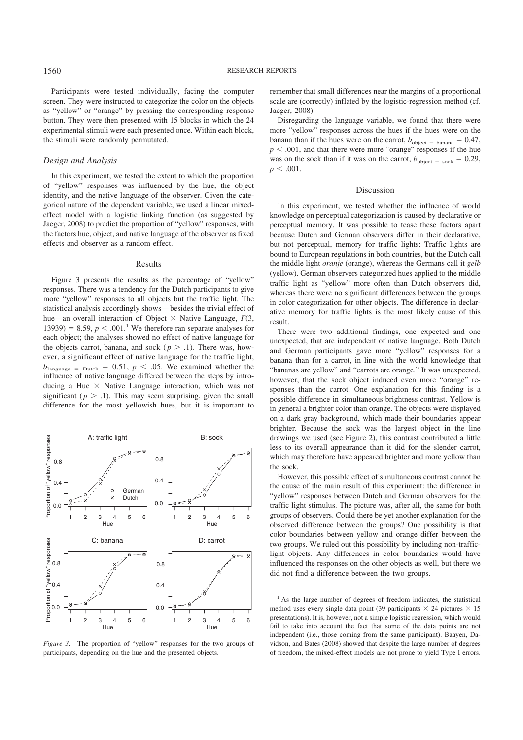Participants were tested individually, facing the computer screen. They were instructed to categorize the color on the objects as "yellow" or "orange" by pressing the corresponding response button. They were then presented with 15 blocks in which the 24 experimental stimuli were each presented once. Within each block, the stimuli were randomly permutated.

### Design and Analysis

In this experiment, we tested the extent to which the proportion of "yellow" responses was influenced by the hue, the object identity, and the native language of the observer. Given the categorical nature of the dependent variable, we used a linear mixed-effect model with a logistic linking function (as suggested by Jaeger, 2008) to predict the proportion of "yellow" responses, with the factors hue, object, and native language of the observer as fixed effects and observer as a random effect.

## Results

Figure 3 presents the results as the percentage of "yellow" responses. There was a tendency for the Dutch participants to give more "yellow" responses to all objects but the traffic light. The statistical analysis accordingly shows—besides the trivial effect of hue—an overall interaction of Object × Native Language, $F(3, 13939) = 8.59$, $p < .001$.[1] We therefore ran separate analyses for each object; the analyses showed no effect of native language for the objects carrot, banana, and sock ($p > .1$). There was, however, a significant effect of native language for the traffic light, $b_{\text{language = Dutch}} = 0.51$, $p < .05$. We examined whether the influence of native language differed between the steps by introducing a Hue × Native Language interaction, which was not significant ($p > .1$). This may seem surprising, given the small difference for the most yellowish hues, but it is important to remember that small differences near the margins of a proportional scale are (correctly) inflated by the logistic-regression method (cf. Jaeger, 2008).

Disregarding the language variable, we found that there were more "yellow" responses across the hues if the hues were on the banana than if the hues were on the carrot, $b_{\text{object = banana}} = 0.47$, $p < .001$, and that there were more "orange" responses if the hue was on the sock than if it was on the carrot, $b_{\text{object = sock}} = 0.29$, $p < .001$.

*Figure 3.* The proportion of "yellow" responses for the two groups of participants, depending on the hue and the presented objects.

## Discussion

In this experiment, we tested whether the influence of world knowledge on perceptual categorization is caused by declarative or perceptual memory. It was possible to tease these factors apart because Dutch and German observers differ in their declarative, but not perceptual, memory for traffic lights: Traffic lights are bound to European regulations in both countries, but the Dutch call the middle light *oranje* (orange), whereas the Germans call it *gelb* (yellow). German observers categorized hues applied to the middle traffic light as "yellow" more often than Dutch observers did, whereas there were no significant differences between the groups in color categorization for other objects. The difference in declarative memory for traffic lights is the most likely cause of this result.

There were two additional findings, one expected and one unexpected, that are independent of native language. Both Dutch and German participants gave more "yellow" responses for a banana than for a carrot, in line with the world knowledge that "bananas are yellow" and "carrots are orange." It was unexpected, however, that the sock object induced even more "orange" responses than the carrot. One explanation for this finding is a possible difference in simultaneous brightness contrast. Yellow is in general a brighter color than orange. The objects were displayed on a dark gray background, which made their boundaries appear brighter. Because the sock was the largest object in the line drawings we used (see Figure 2), this contrast contributed a little less to its overall appearance than it did for the slender carrot, which may therefore have appeared brighter and more yellow than the sock.

However, this possible effect of simultaneous contrast cannot be the cause of the main result of this experiment: the difference in "yellow" responses between Dutch and German observers for the traffic light stimulus. The picture was, after all, the same for both groups of observers. Could there be yet another explanation for the observed difference between the groups? One possibility is that color boundaries between yellow and orange differ between the two groups. We ruled out this possibility by including non-traffic-light objects. Any differences in color boundaries would have influenced the responses on the other objects as well, but there we did not find a difference between the two groups.

---

[1] As the large number of degrees of freedom indicates, the statistical method uses every single data point (39 participants × 24 pictures × 15 presentations). It is, however, not a simple logistic regression, which would fail to take into account the fact that some of the data points are not independent (i.e., those coming from the same participant). Baayen, Davidson, and Bates (2008) showed that despite the large number of degrees of freedom, the mixed-effect models are not prone to yield Type I errors.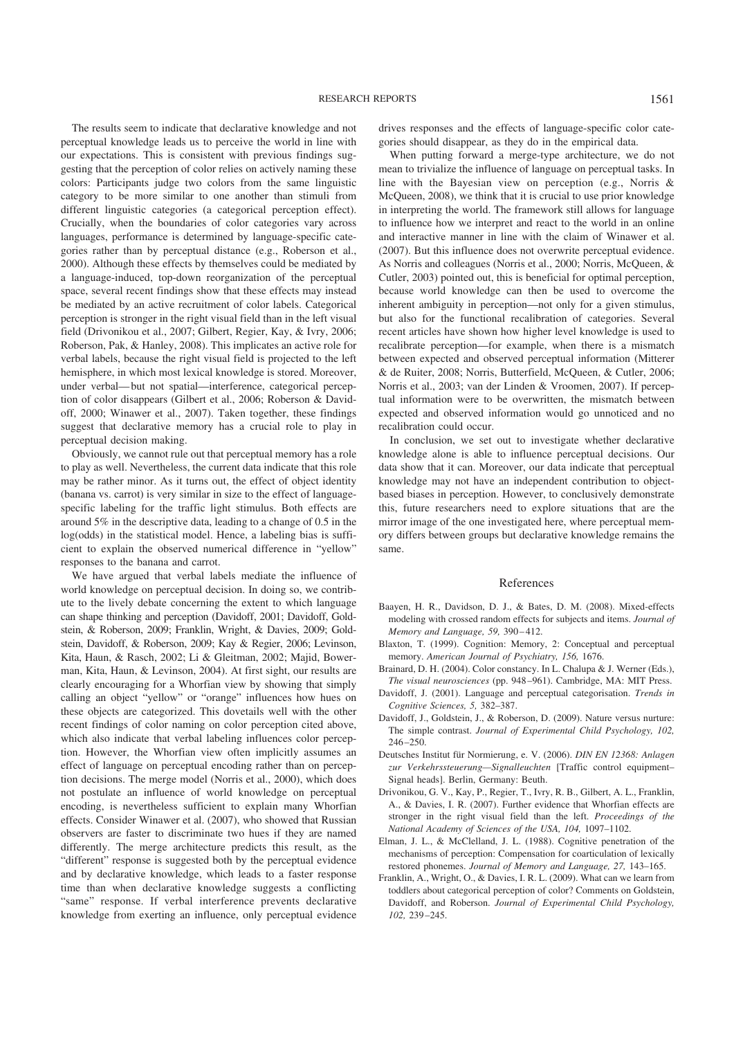The results seem to indicate that declarative knowledge and not perceptual knowledge leads us to perceive the world in line with our expectations. This is consistent with previous findings suggesting that the perception of color relies on actively naming these colors: Participants judge two colors from the same linguistic category to be more similar to one another than stimuli from different linguistic categories (a categorical perception effect). Crucially, when the boundaries of color categories vary across languages, performance is determined by language-specific categories rather than by perceptual distance (e.g., Roberson et al., 2000). Although these effects by themselves could be mediated by a language-induced, top-down reorganization of the perceptual space, several recent findings show that these effects may instead be mediated by an active recruitment of color labels. Categorical perception is stronger in the right visual field than in the left visual field (Drivonikou et al., 2007; Gilbert, Regier, Kay, & Ivry, 2006; Roberson, Pak, & Hanley, 2008). This implicates an active role for verbal labels, because the right visual field is projected to the left hemisphere, in which most lexical knowledge is stored. Moreover, under verbal—but not spatial—interference, categorical perception of color disappears (Gilbert et al., 2006; Roberson & Davidoff, 2000; Winawer et al., 2007). Taken together, these findings suggest that declarative memory has a crucial role to play in perceptual decision making.

Obviously, we cannot rule out that perceptual memory has a role to play as well. Nevertheless, the current data indicate that this role may be rather minor. As it turns out, the effect of object identity (banana vs. carrot) is very similar in size to the effect of language-specific labeling for the traffic light stimulus. Both effects are around 5% in the descriptive data, leading to a change of 0.5 in the log(odds) in the statistical model. Hence, a labeling bias is sufficient to explain the observed numerical difference in "yellow" responses to the banana and carrot.

We have argued that verbal labels mediate the influence of world knowledge on perceptual decision. In doing so, we contribute to the lively debate concerning the extent to which language can shape thinking and perception (Davidoff, 2001; Davidoff, Goldstein, & Roberson, 2009; Franklin, Wright, & Davies, 2009; Goldstein, Davidoff, & Roberson, 2009; Kay & Regier, 2006; Levinson, Kita, Haun, & Rasch, 2002; Li & Gleitman, 2002; Majid, Bowerman, Kita, Haun, & Levinson, 2004). At first sight, our results are clearly encouraging for a Whorfian view by showing that simply calling an object "yellow" or "orange" influences how hues on these objects are categorized. This dovetails well with the other recent findings of color naming on color perception cited above, which also indicate that verbal labeling influences color perception. However, the Whorfian view often implicitly assumes an effect of language on perceptual encoding rather than on perception decisions. The merge model (Norris et al., 2000), which does not postulate an influence of world knowledge on perceptual encoding, is nevertheless sufficient to explain many Whorfian effects. Consider Winawer et al. (2007), who showed that Russian observers are faster to discriminate two hues if they are named differently. The merge architecture predicts this result, as the "different" response is suggested both by the perceptual evidence and by declarative knowledge, which leads to a faster response time than when declarative knowledge suggests a conflicting "same" response. If verbal interference prevents declarative knowledge from exerting an influence, only perceptual evidence drives responses and the effects of language-specific color categories should disappear, as they do in the empirical data.

When putting forward a merge-type architecture, we do not mean to trivialize the influence of language on perceptual tasks. In line with the Bayesian view on perception (e.g., Norris & McQueen, 2008), we think that it is crucial to use prior knowledge in interpreting the world. The framework still allows for language to influence how we interpret and react to the world in an online and interactive manner in line with the claim of Winawer et al. (2007). But this influence does not overwrite perceptual evidence. As Norris and colleagues (Norris et al., 2000; Norris, McQueen, & Cutler, 2003) pointed out, this is beneficial for optimal perception, because world knowledge can then be used to overcome the inherent ambiguity in perception—not only for a given stimulus, but also for the functional recalibration of categories. Several recent articles have shown how higher level knowledge is used to recalibrate perception—for example, when there is a mismatch between expected and observed perceptual information (Mitterer & de Ruiter, 2008; Norris, Butterfield, McQueen, & Cutler, 2006; Norris et al., 2003; van der Linden & Vroomen, 2007). If perceptual information were to be overwritten, the mismatch between expected and observed information would go unnoticed and no recalibration could occur.

In conclusion, we set out to investigate whether declarative knowledge alone is able to influence perceptual decisions. Our data show that it can. Moreover, our data indicate that perceptual knowledge may not have an independent contribution to object-based biases in perception. However, to conclusively demonstrate this, future researchers need to explore situations that are the mirror image of the one investigated here, where perceptual memory differs between groups but declarative knowledge remains the same.

## References

Baayen, H. R., Davidson, D. J., & Bates, D. M. (2008). Mixed-effects modeling with crossed random effects for subjects and items. *Journal of Memory and Language, 59,* 390–412.

Blaxton, T. (1999). Cognition: Memory, 2: Conceptual and perceptual memory. *American Journal of Psychiatry, 156,* 1676.

Brainard, D. H. (2004). Color constancy. In L. Chalupa & J. Werner (Eds.), *The visual neurosciences* (pp. 948–961). Cambridge, MA: MIT Press.

Davidoff, J. (2001). Language and perceptual categorisation. *Trends in Cognitive Sciences, 5,* 382–387.

Davidoff, J., Goldstein, J., & Roberson, D. (2009). Nature versus nurture: The simple contrast. *Journal of Experimental Child Psychology, 102,* 246–250.

Deutsches Institut für Normierung, e. V. (2006). *DIN EN 12368: Anlagen zur Verkehrssteuerung—Signalleuchten* [Traffic control equipment–Signal heads]. Berlin, Germany: Beuth.

Drivonikou, G. V., Kay, P., Regier, T., Ivry, R. B., Gilbert, A. L., Franklin, A., & Davies, I. R. (2007). Further evidence that Whorfian effects are stronger in the right visual field than the left. *Proceedings of the National Academy of Sciences of the USA, 104,* 1097–1102.

Elman, J. L., & McClelland, J. L. (1988). Cognitive penetration of the mechanisms of perception: Compensation for coarticulation of lexically restored phonemes. *Journal of Memory and Language, 27,* 143–165.

Franklin, A., Wright, O., & Davies, I. R. L. (2009). What can we learn from toddlers about categorical perception of color? Comments on Goldstein, Davidoff, and Roberson. *Journal of Experimental Child Psychology, 102,* 239–245.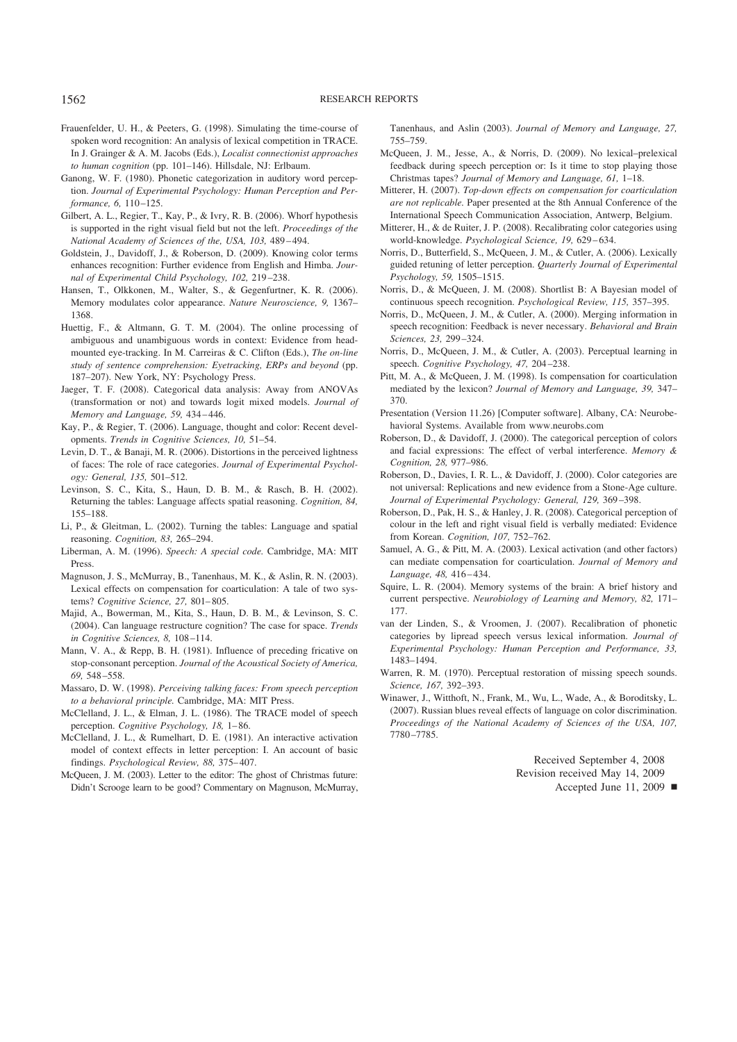Frauenfelder, U. H., & Peeters, G. (1998). Simulating the time-course of spoken word recognition: An analysis of lexical competition in TRACE. In J. Grainger & A. M. Jacobs (Eds.), *Localist connectionist approaches to human cognition* (pp. 101–146). Hillsdale, NJ: Erlbaum.

Ganong, W. F. (1980). Phonetic categorization in auditory word perception. *Journal of Experimental Psychology: Human Perception and Performance, 6,* 110–125.

Gilbert, A. L., Regier, T., Kay, P., & Ivry, R. B. (2006). Whorf hypothesis is supported in the right visual field but not the left. *Proceedings of the National Academy of Sciences of the, USA, 103,* 489–494.

Goldstein, J., Davidoff, J., & Roberson, D. (2009). Knowing color terms enhances recognition: Further evidence from English and Himba. *Journal of Experimental Child Psychology, 102,* 219–238.

Hansen, T., Olkkonen, M., Walter, S., & Gegenfurtner, K. R. (2006). Memory modulates color appearance. *Nature Neuroscience, 9,* 1367–1368.

Huettig, F., & Altmann, G. T. M. (2004). The online processing of ambiguous and unambiguous words in context: Evidence from head-mounted eye-tracking. In M. Carreiras & C. Clifton (Eds.), *The on-line study of sentence comprehension: Eyetracking, ERPs and beyond* (pp. 187–207). New York, NY: Psychology Press.

Jaeger, T. F. (2008). Categorical data analysis: Away from ANOVAs (transformation or not) and towards logit mixed models. *Journal of Memory and Language, 59,* 434–446.

Kay, P., & Regier, T. (2006). Language, thought and color: Recent developments. *Trends in Cognitive Sciences, 10,* 51–54.

Levin, D. T., & Banaji, M. R. (2006). Distortions in the perceived lightness of faces: The role of race categories. *Journal of Experimental Psychology: General, 135,* 501–512.

Levinson, S. C., Kita, S., Haun, D. B. M., & Rasch, B. H. (2002). Returning the tables: Language affects spatial reasoning. *Cognition, 84,* 155–188.

Li, P., & Gleitman, L. (2002). Turning the tables: Language and spatial reasoning. *Cognition, 83,* 265–294.

Liberman, A. M. (1996). *Speech: A special code.* Cambridge, MA: MIT Press.

Magnuson, J. S., McMurray, B., Tanenhaus, M. K., & Aslin, R. N. (2003). Lexical effects on compensation for coarticulation: A tale of two systems? *Cognitive Science, 27,* 801–805.

Majid, A., Bowerman, M., Kita, S., Haun, D. B. M., & Levinson, S. C. (2004). Can language restructure cognition? The case for space. *Trends in Cognitive Sciences, 8,* 108–114.

Mann, V. A., & Repp, B. H. (1981). Influence of preceding fricative on stop-consonant perception. *Journal of the Acoustical Society of America, 69,* 548–558.

Massaro, D. W. (1998). *Perceiving talking faces: From speech perception to a behavioral principle.* Cambridge, MA: MIT Press.

McClelland, J. L., & Elman, J. L. (1986). The TRACE model of speech perception. *Cognitive Psychology, 18,* 1–86.

McClelland, J. L., & Rumelhart, D. E. (1981). An interactive activation model of context effects in letter perception: I. An account of basic findings. *Psychological Review, 88,* 375–407.

McQueen, J. M. (2003). Letter to the editor: The ghost of Christmas future: Didn't Scrooge learn to be good? Commentary on Magnuson, McMurray, Tanenhaus, and Aslin (2003). *Journal of Memory and Language, 27,* 755–759.

McQueen, J. M., Jesse, A., & Norris, D. (2009). No lexical–prelexical feedback during speech perception or: Is it time to stop playing those Christmas tapes? *Journal of Memory and Language, 61,* 1–18.

Mitterer, H. (2007). *Top-down effects on compensation for coarticulation are not replicable.* Paper presented at the 8th Annual Conference of the International Speech Communication Association, Antwerp, Belgium.

Mitterer, H., & de Ruiter, J. P. (2008). Recalibrating color categories using world-knowledge. *Psychological Science, 19,* 629–634.

Norris, D., Butterfield, S., McQueen, J. M., & Cutler, A. (2006). Lexically guided retuning of letter perception. *Quarterly Journal of Experimental Psychology, 59,* 1505–1515.

Norris, D., & McQueen, J. M. (2008). Shortlist B: A Bayesian model of continuous speech recognition. *Psychological Review, 115,* 357–395.

Norris, D., McQueen, J. M., & Cutler, A. (2000). Merging information in speech recognition: Feedback is never necessary. *Behavioral and Brain Sciences, 23,* 299–324.

Norris, D., McQueen, J. M., & Cutler, A. (2003). Perceptual learning in speech. *Cognitive Psychology, 47,* 204–238.

Pitt, M. A., & McQueen, J. M. (1998). Is compensation for coarticulation mediated by the lexicon? *Journal of Memory and Language, 39,* 347–370.

Presentation (Version 11.26) [Computer software]. Albany, CA: Neurobehavioral Systems. Available from www.neurobs.com

Roberson, D., & Davidoff, J. (2000). The categorical perception of colors and facial expressions: The effect of verbal interference. *Memory & Cognition, 28,* 977–986.

Roberson, D., Davies, I. R. L., & Davidoff, J. (2000). Color categories are not universal: Replications and new evidence from a Stone-Age culture. *Journal of Experimental Psychology: General, 129,* 369–398.

Roberson, D., Pak, H. S., & Hanley, J. R. (2008). Categorical perception of colour in the left and right visual field is verbally mediated: Evidence from Korean. *Cognition, 107,* 752–762.

Samuel, A. G., & Pitt, M. A. (2003). Lexical activation (and other factors) can mediate compensation for coarticulation. *Journal of Memory and Language, 48,* 416–434.

Squire, L. R. (2004). Memory systems of the brain: A brief history and current perspective. *Neurobiology of Learning and Memory, 82,* 171–177.

van der Linden, S., & Vroomen, J. (2007). Recalibration of phonetic categories by lipread speech versus lexical information. *Journal of Experimental Psychology: Human Perception and Performance, 33,* 1483–1494.

Warren, R. M. (1970). Perceptual restoration of missing speech sounds. *Science, 167,* 392–393.

Winawer, J., Witthoft, N., Frank, M., Wu, L., Wade, A., & Boroditsky, L. (2007). Russian blues reveal effects of language on color discrimination. *Proceedings of the National Academy of Sciences of the USA, 107,* 7780–7785.

Received September 4, 2008
Revision received May 14, 2009
Accepted June 11, 2009 ■